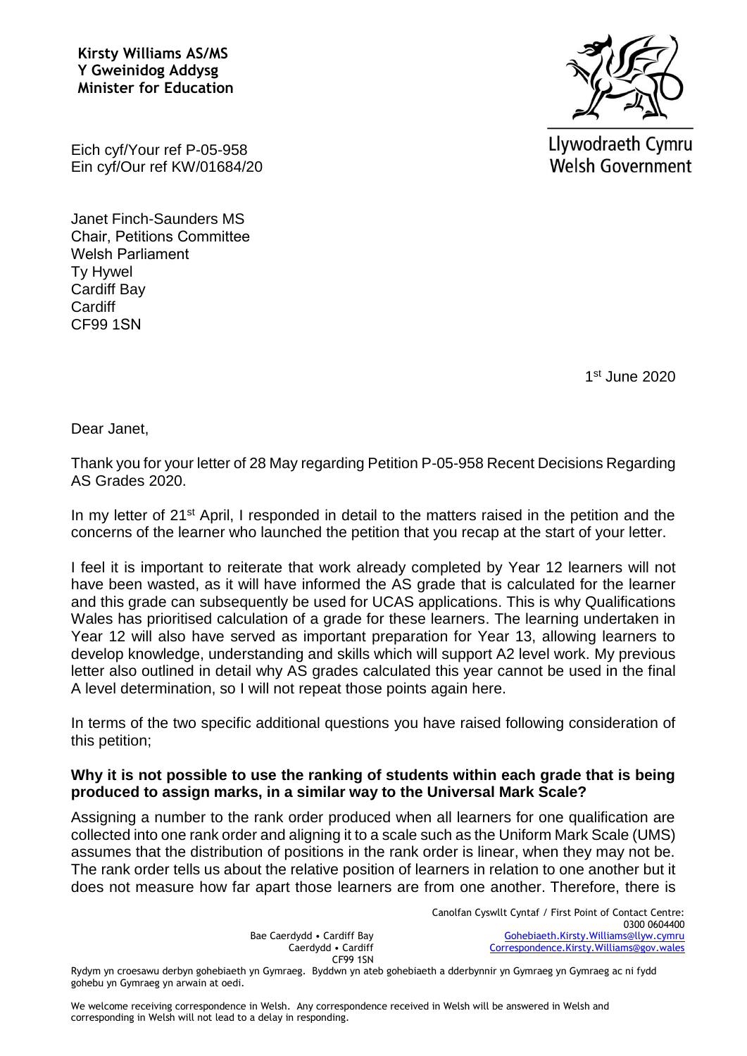**Kirsty Williams AS/MS**
**Y Gweinidog Addysg**
**Minister for Education**

Llywodraeth Cymru
Welsh Government

Eich cyf/Your ref P-05-958
Ein cyf/Our ref KW/01684/20

Janet Finch-Saunders MS
Chair, Petitions Committee
Welsh Parliament
Ty Hywel
Cardiff Bay
Cardiff
CF99 1SN

1st June 2020

Dear Janet,

Thank you for your letter of 28 May regarding Petition P-05-958 Recent Decisions Regarding AS Grades 2020.

In my letter of 21st April, I responded in detail to the matters raised in the petition and the concerns of the learner who launched the petition that you recap at the start of your letter.

I feel it is important to reiterate that work already completed by Year 12 learners will not have been wasted, as it will have informed the AS grade that is calculated for the learner and this grade can subsequently be used for UCAS applications. This is why Qualifications Wales has prioritised calculation of a grade for these learners. The learning undertaken in Year 12 will also have served as important preparation for Year 13, allowing learners to develop knowledge, understanding and skills which will support A2 level work. My previous letter also outlined in detail why AS grades calculated this year cannot be used in the final A level determination, so I will not repeat those points again here.

In terms of the two specific additional questions you have raised following consideration of this petition;

**Why it is not possible to use the ranking of students within each grade that is being produced to assign marks, in a similar way to the Universal Mark Scale?**

Assigning a number to the rank order produced when all learners for one qualification are collected into one rank order and aligning it to a scale such as the Uniform Mark Scale (UMS) assumes that the distribution of positions in the rank order is linear, when they may not be. The rank order tells us about the relative position of learners in relation to one another but it does not measure how far apart those learners are from one another. Therefore, there is

Canolfan Cyswllt Cyntaf / First Point of Contact Centre:
0300 0604400
Gohebiaeth.Kirsty.Williams@llyw.cymru
Correspondence.Kirsty.Williams@gov.wales

Bae Caerdydd • Cardiff Bay
Caerdydd • Cardiff
CF99 1SN

Rydym yn croesawu derbyn gohebiaeth yn Gymraeg. Byddwn yn ateb gohebiaeth a dderbynnir yn Gymraeg yn Gymraeg ac ni fydd gohebu yn Gymraeg yn arwain at oedi.

We welcome receiving correspondence in Welsh. Any correspondence received in Welsh will be answered in Welsh and corresponding in Welsh will not lead to a delay in responding.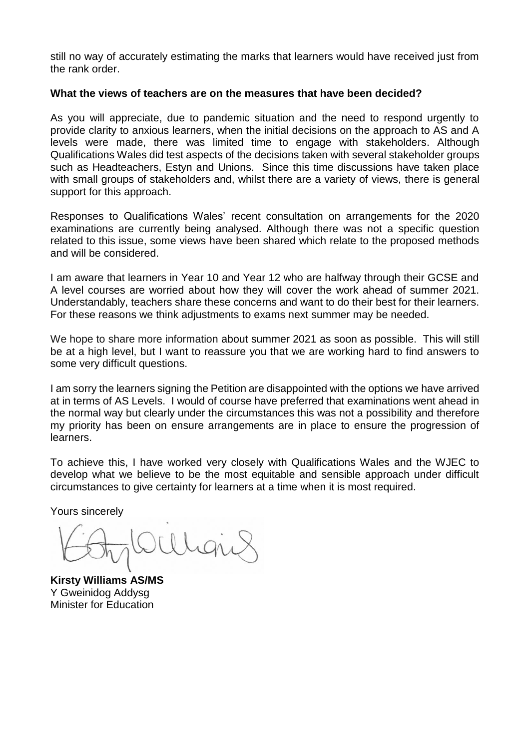still no way of accurately estimating the marks that learners would have received just from the rank order.

**What the views of teachers are on the measures that have been decided?**

As you will appreciate, due to pandemic situation and the need to respond urgently to provide clarity to anxious learners, when the initial decisions on the approach to AS and A levels were made, there was limited time to engage with stakeholders. Although Qualifications Wales did test aspects of the decisions taken with several stakeholder groups such as Headteachers, Estyn and Unions. Since this time discussions have taken place with small groups of stakeholders and, whilst there are a variety of views, there is general support for this approach.

Responses to Qualifications Wales' recent consultation on arrangements for the 2020 examinations are currently being analysed. Although there was not a specific question related to this issue, some views have been shared which relate to the proposed methods and will be considered.

I am aware that learners in Year 10 and Year 12 who are halfway through their GCSE and A level courses are worried about how they will cover the work ahead of summer 2021. Understandably, teachers share these concerns and want to do their best for their learners. For these reasons we think adjustments to exams next summer may be needed.

We hope to share more information about summer 2021 as soon as possible. This will still be at a high level, but I want to reassure you that we are working hard to find answers to some very difficult questions.

I am sorry the learners signing the Petition are disappointed with the options we have arrived at in terms of AS Levels. I would of course have preferred that examinations went ahead in the normal way but clearly under the circumstances this was not a possibility and therefore my priority has been on ensure arrangements are in place to ensure the progression of learners.

To achieve this, I have worked very closely with Qualifications Wales and the WJEC to develop what we believe to be the most equitable and sensible approach under difficult circumstances to give certainty for learners at a time when it is most required.

Yours sincerely

**Kirsty Williams AS/MS**
Y Gweinidog Addysg
Minister for Education